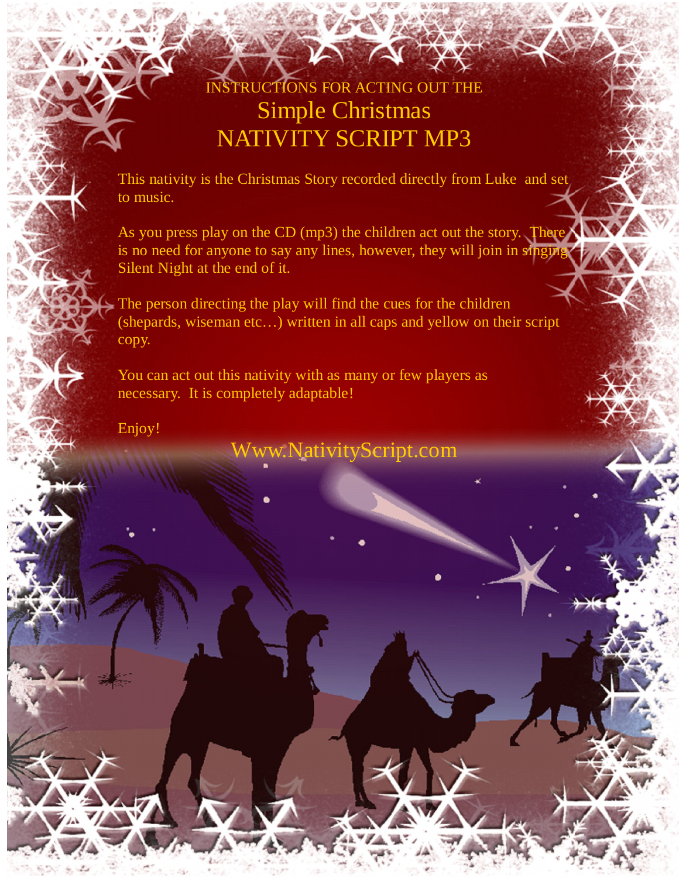INSTRUCTIONS FOR ACTING OUT THE

# Simple Christmas
# NATIVITY SCRIPT MP3

This nativity is the Christmas Story recorded directly from Luke  and set to music.

As you press play on the CD (mp3) the children act out the story.  There is no need for anyone to say any lines, however, they will join in singing Silent Night at the end of it.

The person directing the play will find the cues for the children (shepards, wiseman etc…) written in all caps and yellow on their script copy.

You can act out this nativity with as many or few players as necessary.  It is completely adaptable!

Enjoy!

Www.NativityScript.com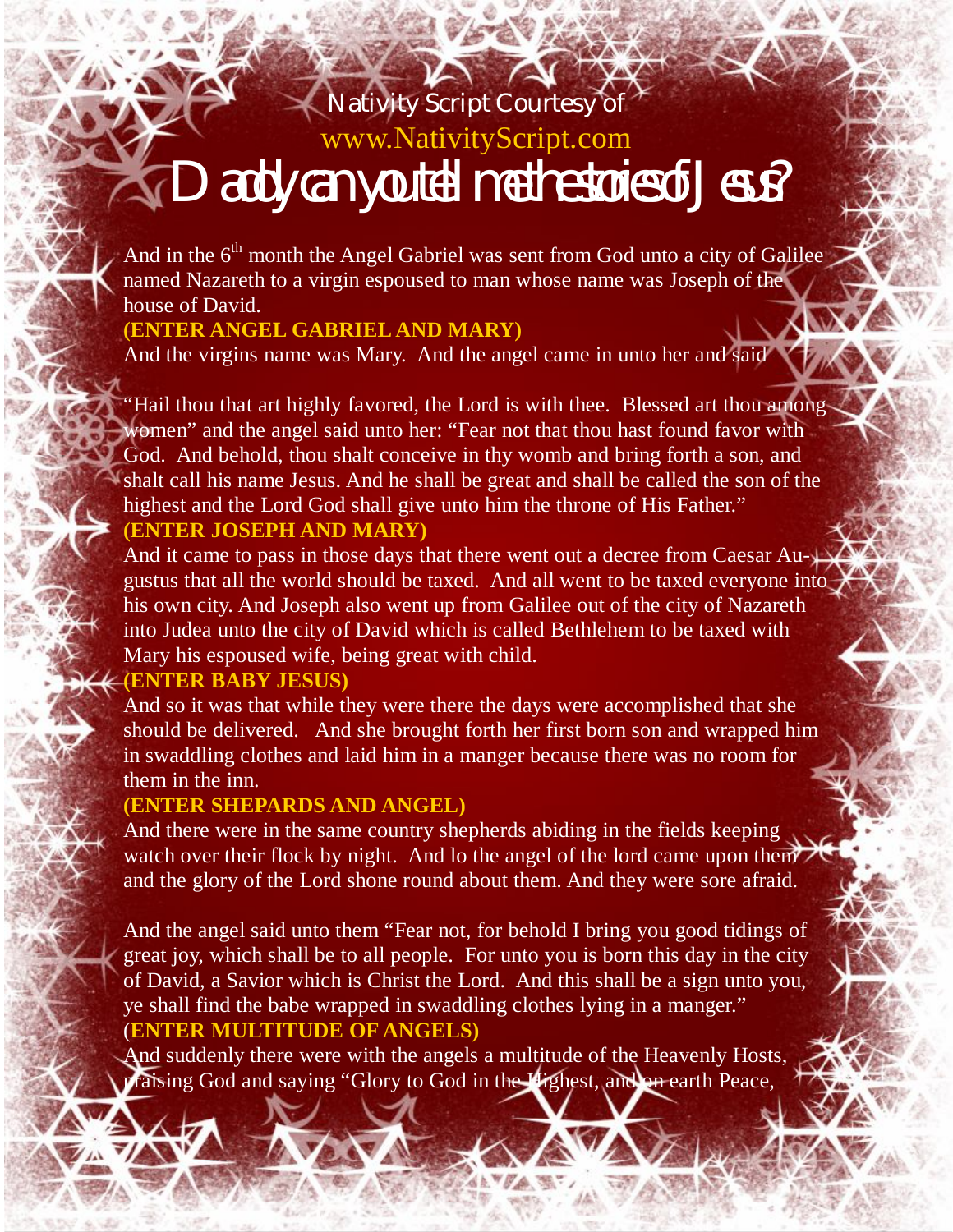Nativity Script Courtesy of

www.NativityScript.com

# Daddy can you tell me the stories of Jesus?

And in the 6th month the Angel Gabriel was sent from God unto a city of Galilee named Nazareth to a virgin espoused to man whose name was Joseph of the house of David.

**(ENTER ANGEL GABRIEL AND MARY)**

And the virgins name was Mary. And the angel came in unto her and said

"Hail thou that art highly favored, the Lord is with thee. Blessed art thou among women" and the angel said unto her: "Fear not that thou hast found favor with God. And behold, thou shalt conceive in thy womb and bring forth a son, and shalt call his name Jesus. And he shall be great and shall be called the son of the highest and the Lord God shall give unto him the throne of His Father."

**(ENTER JOSEPH AND MARY)**

And it came to pass in those days that there went out a decree from Caesar Augustus that all the world should be taxed. And all went to be taxed everyone into his own city. And Joseph also went up from Galilee out of the city of Nazareth into Judea unto the city of David which is called Bethlehem to be taxed with Mary his espoused wife, being great with child.

**(ENTER BABY JESUS)**

And so it was that while they were there the days were accomplished that she should be delivered. And she brought forth her first born son and wrapped him in swaddling clothes and laid him in a manger because there was no room for them in the inn.

**(ENTER SHEPARDS AND ANGEL)**

And there were in the same country shepherds abiding in the fields keeping watch over their flock by night. And lo the angel of the lord came upon them and the glory of the Lord shone round about them. And they were sore afraid.

And the angel said unto them "Fear not, for behold I bring you good tidings of great joy, which shall be to all people. For unto you is born this day in the city of David, a Savior which is Christ the Lord. And this shall be a sign unto you, ye shall find the babe wrapped in swaddling clothes lying in a manger."

**(ENTER MULTITUDE OF ANGELS)**

And suddenly there were with the angels a multitude of the Heavenly Hosts, praising God and saying "Glory to God in the Highest, and on earth Peace,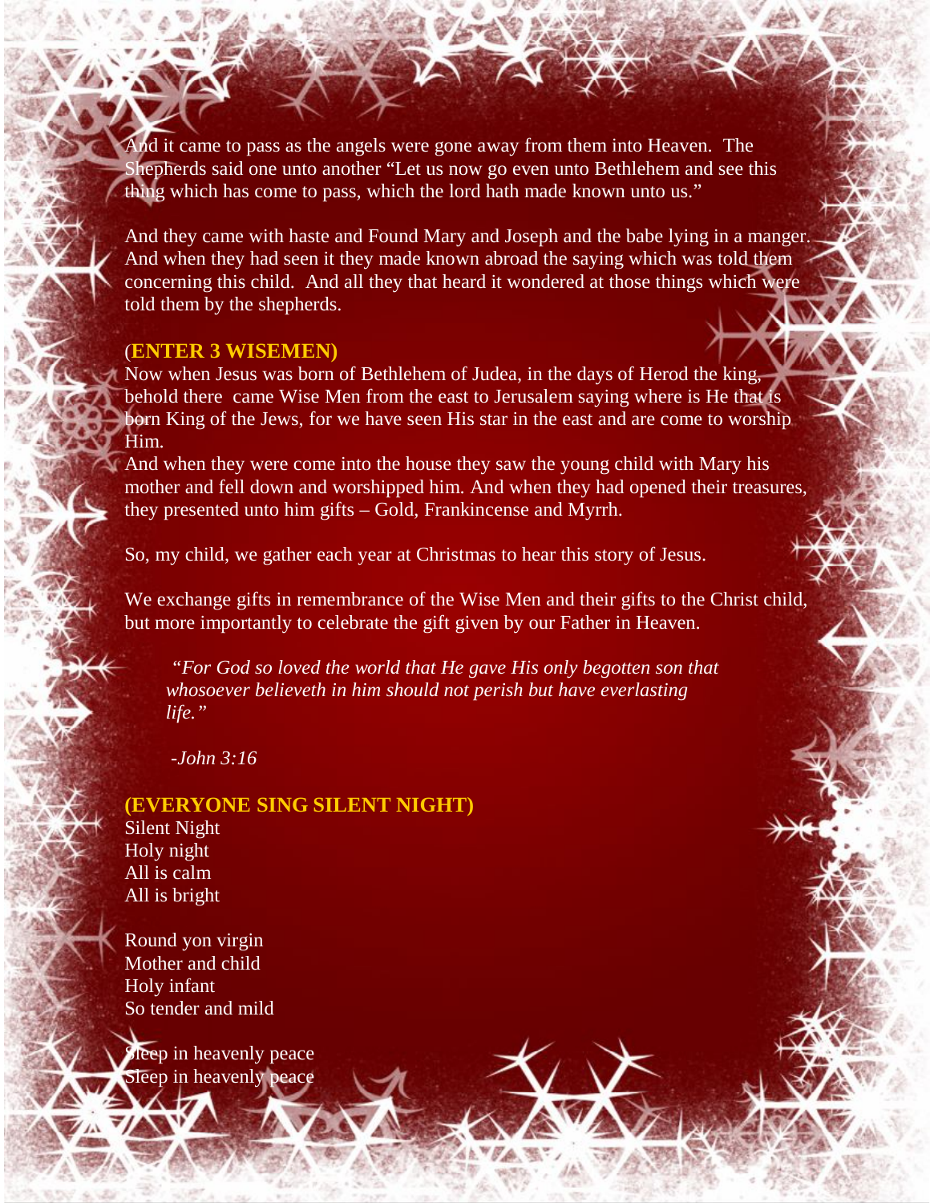And it came to pass as the angels were gone away from them into Heaven. The Shepherds said one unto another "Let us now go even unto Bethlehem and see this thing which has come to pass, which the lord hath made known unto us."

And they came with haste and Found Mary and Joseph and the babe lying in a manger. And when they had seen it they made known abroad the saying which was told them concerning this child. And all they that heard it wondered at those things which were told them by the shepherds.

**(ENTER 3 WISEMEN)**

Now when Jesus was born of Bethlehem of Judea, in the days of Herod the king, behold there came Wise Men from the east to Jerusalem saying where is He that is born King of the Jews, for we have seen His star in the east and are come to worship Him.

And when they were come into the house they saw the young child with Mary his mother and fell down and worshipped him. And when they had opened their treasures, they presented unto him gifts – Gold, Frankincense and Myrrh.

So, my child, we gather each year at Christmas to hear this story of Jesus.

We exchange gifts in remembrance of the Wise Men and their gifts to the Christ child, but more importantly to celebrate the gift given by our Father in Heaven.

> *"For God so loved the world that He gave His only begotten son that whosoever believeth in him should not perish but have everlasting life."*
>
> *-John 3:16*

**(EVERYONE SING SILENT NIGHT)**

Silent Night
Holy night
All is calm
All is bright

Round yon virgin
Mother and child
Holy infant
So tender and mild

Sleep in heavenly peace
Sleep in heavenly peace